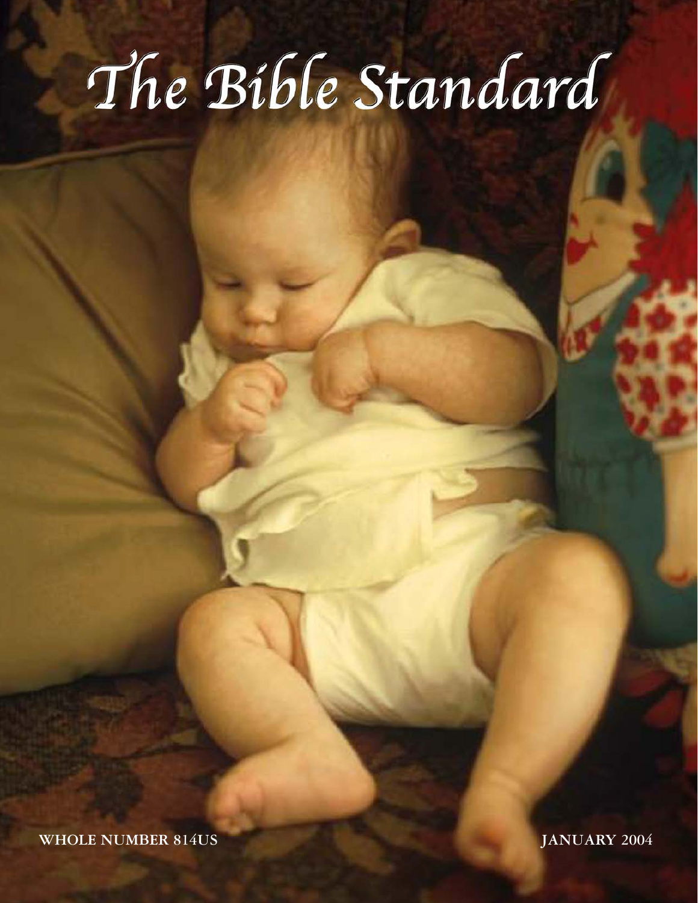# The Bible Standard

WHOLE NUMBER 814US

JANUARY 2004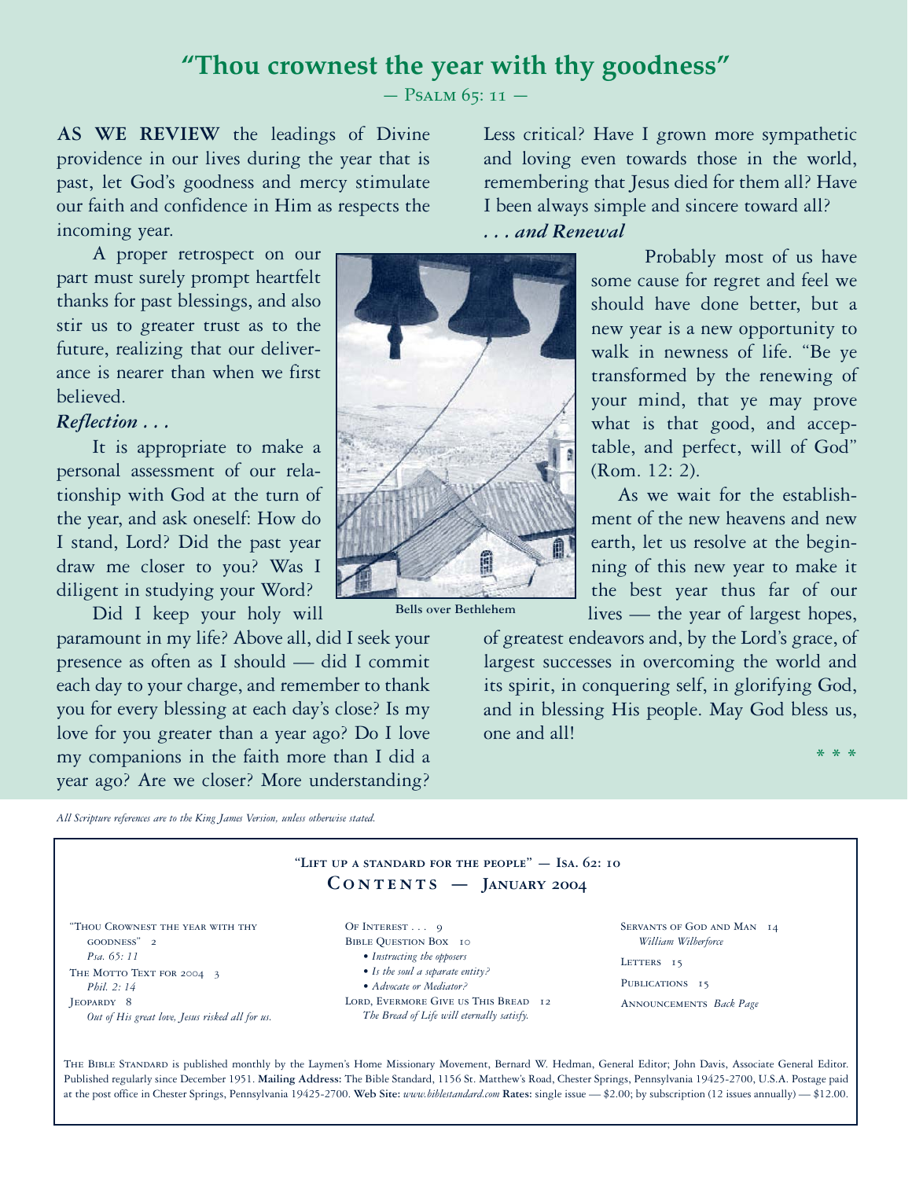# "Thou crownest the year with thy goodness"

— Psalm 65: 11 —

**AS WE REVIEW** the leadings of Divine providence in our lives during the year that is past, let God's goodness and mercy stimulate our faith and confidence in Him as respects the incoming year.

A proper retrospect on our part must surely prompt heartfelt thanks for past blessings, and also stir us to greater trust as to the future, realizing that our deliverance is nearer than when we first believed.

### *Reflection . . .*

It is appropriate to make a personal assessment of our relationship with God at the turn of the year, and ask oneself: How do I stand, Lord? Did the past year draw me closer to you? Was I diligent in studying your Word?

Did I keep your holy will paramount in my life? Above all, did I seek your presence as often as I should — did I commit each day to your charge, and remember to thank you for every blessing at each day's close? Is my love for you greater than a year ago? Do I love my companions in the faith more than I did a year ago? Are we closer? More understanding? Less critical? Have I grown more sympathetic and loving even towards those in the world, remembering that Jesus died for them all? Have I been always simple and sincere toward all?

Bells over Bethlehem

### *. . . and Renewal*

Probably most of us have some cause for regret and feel we should have done better, but a new year is a new opportunity to walk in newness of life. "Be ye transformed by the renewing of your mind, that ye may prove what is that good, and acceptable, and perfect, will of God" (Rom. 12: 2).

As we wait for the establishment of the new heavens and new earth, let us resolve at the beginning of this new year to make it the best year thus far of our lives — the year of largest hopes, of greatest endeavors and, by the Lord's grace, of largest successes in overcoming the world and its spirit, in conquering self, in glorifying God, and in blessing His people. May God bless us, one and all!

\* \* \*

*All Scripture references are to the King James Version, unless otherwise stated.*

---

"Lift up a standard for the people" — Isa. 62: 10

## Contents — January 2004

- "Thou Crownest the year with thy goodness" 2
  *Psa. 65: 11*
- The Motto Text for 2004 3
  *Phil. 2: 14*
- Jeopardy 8
  *Out of His great love, Jesus risked all for us.*
- Of Interest . . . 9
- Bible Question Box 10
  - *Instructing the opposers*
  - *Is the soul a separate entity?*
  - *Advocate or Mediator?*
- Lord, Evermore Give us This Bread 12
  *The Bread of Life will eternally satisfy.*
- Servants of God and Man 14
  *William Wilberforce*
- Letters 15
- Publications 15
- Announcements *Back Page*

The Bible Standard is published monthly by the Laymen's Home Missionary Movement, Bernard W. Hedman, General Editor; John Davis, Associate General Editor. Published regularly since December 1951. **Mailing Address:** The Bible Standard, 1156 St. Matthew's Road, Chester Springs, Pennsylvania 19425-2700, U.S.A. Postage paid at the post office in Chester Springs, Pennsylvania 19425-2700. **Web Site:** *www.biblestandard.com* **Rates:** single issue — $2.00; by subscription (12 issues annually) — $12.00.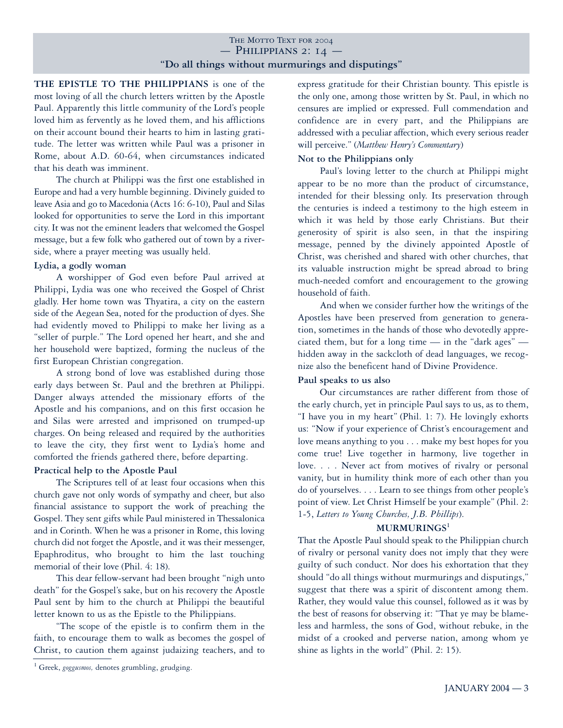THE MOTTO TEXT FOR 2004

# — PHILIPPIANS 2: 14 —

## "Do all things without murmurings and disputings"

**THE EPISTLE TO THE PHILIPPIANS** is one of the most loving of all the church letters written by the Apostle Paul. Apparently this little community of the Lord's people loved him as fervently as he loved them, and his afflictions on their account bound their hearts to him in lasting gratitude. The letter was written while Paul was a prisoner in Rome, about A.D. 60-64, when circumstances indicated that his death was imminent.

The church at Philippi was the first one established in Europe and had a very humble beginning. Divinely guided to leave Asia and go to Macedonia (Acts 16: 6-10), Paul and Silas looked for opportunities to serve the Lord in this important city. It was not the eminent leaders that welcomed the Gospel message, but a few folk who gathered out of town by a riverside, where a prayer meeting was usually held.

### Lydia, a godly woman

A worshipper of God even before Paul arrived at Philippi, Lydia was one who received the Gospel of Christ gladly. Her home town was Thyatira, a city on the eastern side of the Aegean Sea, noted for the production of dyes. She had evidently moved to Philippi to make her living as a "seller of purple." The Lord opened her heart, and she and her household were baptized, forming the nucleus of the first European Christian congregation.

A strong bond of love was established during those early days between St. Paul and the brethren at Philippi. Danger always attended the missionary efforts of the Apostle and his companions, and on this first occasion he and Silas were arrested and imprisoned on trumped-up charges. On being released and required by the authorities to leave the city, they first went to Lydia's home and comforted the friends gathered there, before departing.

### Practical help to the Apostle Paul

The Scriptures tell of at least four occasions when this church gave not only words of sympathy and cheer, but also financial assistance to support the work of preaching the Gospel. They sent gifts while Paul ministered in Thessalonica and in Corinth. When he was a prisoner in Rome, this loving church did not forget the Apostle, and it was their messenger, Epaphroditus, who brought to him the last touching memorial of their love (Phil. 4: 18).

This dear fellow-servant had been brought "nigh unto death" for the Gospel's sake, but on his recovery the Apostle Paul sent by him to the church at Philippi the beautiful letter known to us as the Epistle to the Philippians.

"The scope of the epistle is to confirm them in the faith, to encourage them to walk as becomes the gospel of Christ, to caution them against judaizing teachers, and to express gratitude for their Christian bounty. This epistle is the only one, among those written by St. Paul, in which no censures are implied or expressed. Full commendation and confidence are in every part, and the Philippians are addressed with a peculiar affection, which every serious reader will perceive." (*Matthew Henry's Commentary*)

### Not to the Philippians only

Paul's loving letter to the church at Philippi might appear to be no more than the product of circumstance, intended for their blessing only. Its preservation through the centuries is indeed a testimony to the high esteem in which it was held by those early Christians. But their generosity of spirit is also seen, in that the inspiring message, penned by the divinely appointed Apostle of Christ, was cherished and shared with other churches, that its valuable instruction might be spread abroad to bring much-needed comfort and encouragement to the growing household of faith.

And when we consider further how the writings of the Apostles have been preserved from generation to generation, sometimes in the hands of those who devotedly appreciated them, but for a long time — in the "dark ages" — hidden away in the sackcloth of dead languages, we recognize also the beneficent hand of Divine Providence.

### Paul speaks to us also

Our circumstances are rather different from those of the early church, yet in principle Paul says to us, as to them, "I have you in my heart" (Phil. 1: 7). He lovingly exhorts us: "Now if your experience of Christ's encouragement and love means anything to you . . . make my best hopes for you come true! Live together in harmony, live together in love. . . . Never act from motives of rivalry or personal vanity, but in humility think more of each other than you do of yourselves. . . . Learn to see things from other people's point of view. Let Christ Himself be your example" (Phil. 2: 1-5, *Letters to Young Churches, J.B. Phillips*).

### MURMURINGS[1]

That the Apostle Paul should speak to the Philippian church of rivalry or personal vanity does not imply that they were guilty of such conduct. Nor does his exhortation that they should "do all things without murmurings and disputings," suggest that there was a spirit of discontent among them. Rather, they would value this counsel, followed as it was by the best of reasons for observing it: "That ye may be blameless and harmless, the sons of God, without rebuke, in the midst of a crooked and perverse nation, among whom ye shine as lights in the world" (Phil. 2: 15).

[1] Greek, *goggusmos,* denotes grumbling, grudging.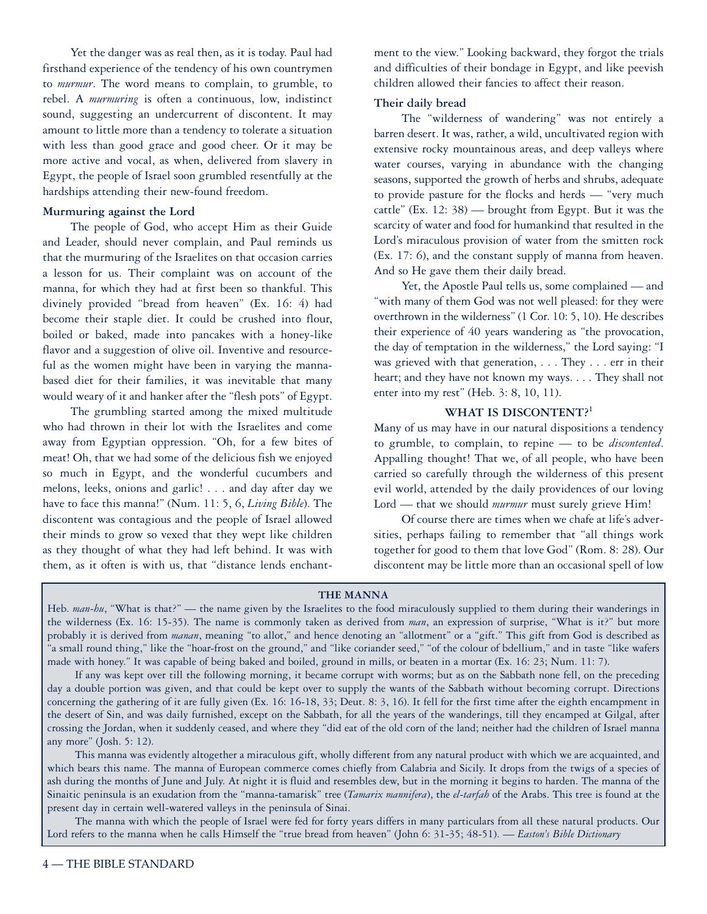Yet the danger was as real then, as it is today. Paul had firsthand experience of the tendency of his own countrymen to *murmur*. The word means to complain, to grumble, to rebel. A *murmuring* is often a continuous, low, indistinct sound, suggesting an undercurrent of discontent. It may amount to little more than a tendency to tolerate a situation with less than good grace and good cheer. Or it may be more active and vocal, as when, delivered from slavery in Egypt, the people of Israel soon grumbled resentfully at the hardships attending their new-found freedom.

### Murmuring against the Lord

The people of God, who accept Him as their Guide and Leader, should never complain, and Paul reminds us that the murmuring of the Israelites on that occasion carries a lesson for us. Their complaint was on account of the manna, for which they had at first been so thankful. This divinely provided "bread from heaven" (Ex. 16: 4) had become their staple diet. It could be crushed into flour, boiled or baked, made into pancakes with a honey-like flavor and a suggestion of olive oil. Inventive and resourceful as the women might have been in varying the manna-based diet for their families, it was inevitable that many would weary of it and hanker after the "flesh pots" of Egypt.

The grumbling started among the mixed multitude who had thrown in their lot with the Israelites and come away from Egyptian oppression. "Oh, for a few bites of meat! Oh, that we had some of the delicious fish we enjoyed so much in Egypt, and the wonderful cucumbers and melons, leeks, onions and garlic! . . . and day after day we have to face this manna!" (Num. 11: 5, 6, *Living Bible*). The discontent was contagious and the people of Israel allowed their minds to grow so vexed that they wept like children as they thought of what they had left behind. It was with them, as it often is with us, that "distance lends enchantment to the view." Looking backward, they forgot the trials and difficulties of their bondage in Egypt, and like peevish children allowed their fancies to affect their reason.

### Their daily bread

The "wilderness of wandering" was not entirely a barren desert. It was, rather, a wild, uncultivated region with extensive rocky mountainous areas, and deep valleys where water courses, varying in abundance with the changing seasons, supported the growth of herbs and shrubs, adequate to provide pasture for the flocks and herds — "very much cattle" (Ex. 12: 38) — brought from Egypt. But it was the scarcity of water and food for humankind that resulted in the Lord's miraculous provision of water from the smitten rock (Ex. 17: 6), and the constant supply of manna from heaven. And so He gave them their daily bread.

Yet, the Apostle Paul tells us, some complained — and "with many of them God was not well pleased: for they were overthrown in the wilderness" (1 Cor. 10: 5, 10). He describes their experience of 40 years wandering as "the provocation, the day of temptation in the wilderness," the Lord saying: "I was grieved with that generation, . . . They . . . err in their heart; and they have not known my ways. . . . They shall not enter into my rest" (Heb. 3: 8, 10, 11).

## WHAT IS DISCONTENT?[1]

Many of us may have in our natural dispositions a tendency to grumble, to complain, to repine — to be *discontented*. Appalling thought! That we, of all people, who have been carried so carefully through the wilderness of this present evil world, attended by the daily providences of our loving Lord — that we should *murmur* must surely grieve Him!

Of course there are times when we chafe at life's adversities, perhaps failing to remember that "all things work together for good to them that love God" (Rom. 8: 28). Our discontent may be little more than an occasional spell of low

---

**THE MANNA**

Heb. *man-hu*, "What is that?" — the name given by the Israelites to the food miraculously supplied to them during their wanderings in the wilderness (Ex. 16: 15-35). The name is commonly taken as derived from *man*, an expression of surprise, "What is it?" but more probably it is derived from *manan*, meaning "to allot," and hence denoting an "allotment" or a "gift." This gift from God is described as "a small round thing," like the "hoar-frost on the ground," and "like coriander seed," "of the colour of bdellium," and in taste "like wafers made with honey." It was capable of being baked and boiled, ground in mills, or beaten in a mortar (Ex. 16: 23; Num. 11: 7).

If any was kept over till the following morning, it became corrupt with worms; but as on the Sabbath none fell, on the preceding day a double portion was given, and that could be kept over to supply the wants of the Sabbath without becoming corrupt. Directions concerning the gathering of it are fully given (Ex. 16: 16-18, 33; Deut. 8: 3, 16). It fell for the first time after the eighth encampment in the desert of Sin, and was daily furnished, except on the Sabbath, for all the years of the wanderings, till they encamped at Gilgal, after crossing the Jordan, when it suddenly ceased, and where they "did eat of the old corn of the land; neither had the children of Israel manna any more" (Josh. 5: 12).

This manna was evidently altogether a miraculous gift, wholly different from any natural product with which we are acquainted, and which bears this name. The manna of European commerce comes chiefly from Calabria and Sicily. It drops from the twigs of a species of ash during the months of June and July. At night it is fluid and resembles dew, but in the morning it begins to harden. The manna of the Sinaitic peninsula is an exudation from the "manna-tamarisk" tree (*Tamarix mannifera*), the *el-tarfah* of the Arabs. This tree is found at the present day in certain well-watered valleys in the peninsula of Sinai.

The manna with which the people of Israel were fed for forty years differs in many particulars from all these natural products. Our Lord refers to the manna when he calls Himself the "true bread from heaven" (John 6: 31-35; 48-51). — *Easton's Bible Dictionary*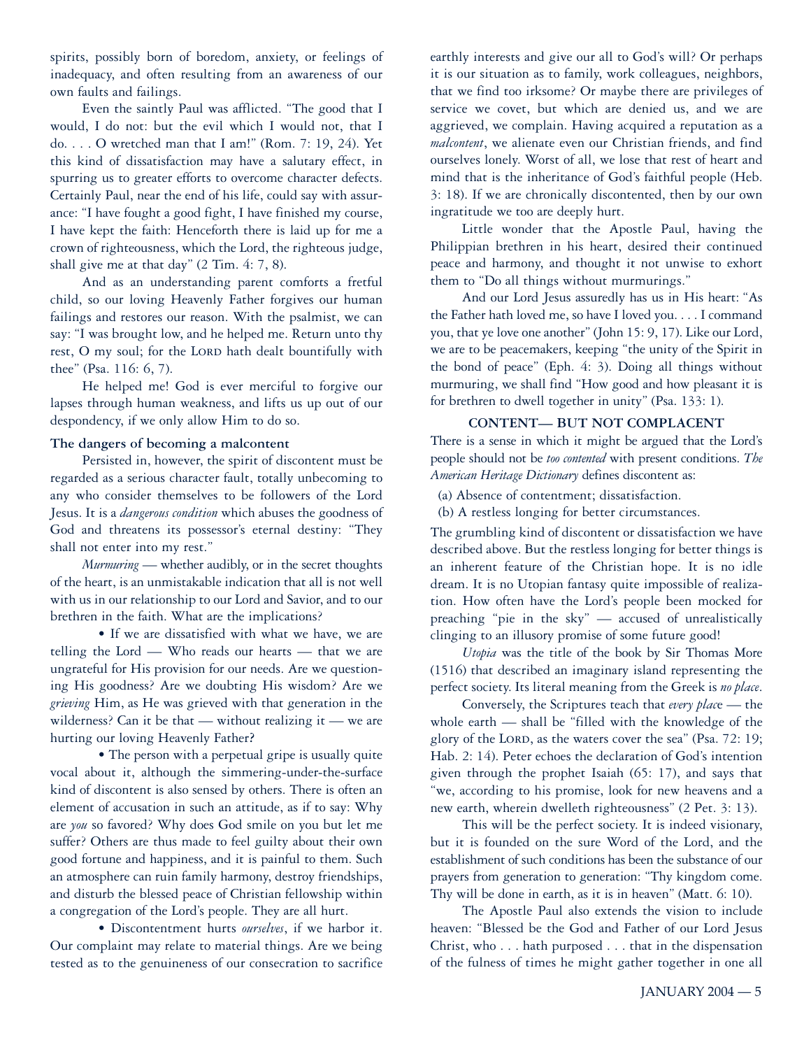spirits, possibly born of boredom, anxiety, or feelings of inadequacy, and often resulting from an awareness of our own faults and failings.

Even the saintly Paul was afflicted. "The good that I would, I do not: but the evil which I would not, that I do. . . . O wretched man that I am!" (Rom. 7: 19, 24). Yet this kind of dissatisfaction may have a salutary effect, in spurring us to greater efforts to overcome character defects. Certainly Paul, near the end of his life, could say with assurance: "I have fought a good fight, I have finished my course, I have kept the faith: Henceforth there is laid up for me a crown of righteousness, which the Lord, the righteous judge, shall give me at that day" (2 Tim. 4: 7, 8).

And as an understanding parent comforts a fretful child, so our loving Heavenly Father forgives our human failings and restores our reason. With the psalmist, we can say: "I was brought low, and he helped me. Return unto thy rest, O my soul; for the LORD hath dealt bountifully with thee" (Psa. 116: 6, 7).

He helped me! God is ever merciful to forgive our lapses through human weakness, and lifts us up out of our despondency, if we only allow Him to do so.

**The dangers of becoming a malcontent**

Persisted in, however, the spirit of discontent must be regarded as a serious character fault, totally unbecoming to any who consider themselves to be followers of the Lord Jesus. It is a *dangerous condition* which abuses the goodness of God and threatens its possessor's eternal destiny: "They shall not enter into my rest."

*Murmuring* — whether audibly, or in the secret thoughts of the heart, is an unmistakable indication that all is not well with us in our relationship to our Lord and Savior, and to our brethren in the faith. What are the implications?

• If we are dissatisfied with what we have, we are telling the Lord — Who reads our hearts — that we are ungrateful for His provision for our needs. Are we questioning His goodness? Are we doubting His wisdom? Are we *grieving* Him, as He was grieved with that generation in the wilderness? Can it be that — without realizing it — we are hurting our loving Heavenly Father?

• The person with a perpetual gripe is usually quite vocal about it, although the simmering-under-the-surface kind of discontent is also sensed by others. There is often an element of accusation in such an attitude, as if to say: Why are *you* so favored? Why does God smile on you but let me suffer? Others are thus made to feel guilty about their own good fortune and happiness, and it is painful to them. Such an atmosphere can ruin family harmony, destroy friendships, and disturb the blessed peace of Christian fellowship within a congregation of the Lord's people. They are all hurt.

• Discontentment hurts *ourselves*, if we harbor it. Our complaint may relate to material things. Are we being tested as to the genuineness of our consecration to sacrifice earthly interests and give our all to God's will? Or perhaps it is our situation as to family, work colleagues, neighbors, that we find too irksome? Or maybe there are privileges of service we covet, but which are denied us, and we are aggrieved, we complain. Having acquired a reputation as a *malcontent*, we alienate even our Christian friends, and find ourselves lonely. Worst of all, we lose that rest of heart and mind that is the inheritance of God's faithful people (Heb. 3: 18). If we are chronically discontented, then by our own ingratitude we too are deeply hurt.

Little wonder that the Apostle Paul, having the Philippian brethren in his heart, desired their continued peace and harmony, and thought it not unwise to exhort them to "Do all things without murmurings."

And our Lord Jesus assuredly has us in His heart: "As the Father hath loved me, so have I loved you. . . . I command you, that ye love one another" (John 15: 9, 17). Like our Lord, we are to be peacemakers, keeping "the unity of the Spirit in the bond of peace" (Eph. 4: 3). Doing all things without murmuring, we shall find "How good and how pleasant it is for brethren to dwell together in unity" (Psa. 133: 1).

## CONTENT— BUT NOT COMPLACENT

There is a sense in which it might be argued that the Lord's people should not be *too contented* with present conditions. *The American Heritage Dictionary* defines discontent as:

(a) Absence of contentment; dissatisfaction.
(b) A restless longing for better circumstances.

The grumbling kind of discontent or dissatisfaction we have described above. But the restless longing for better things is an inherent feature of the Christian hope. It is no idle dream. It is no Utopian fantasy quite impossible of realization. How often have the Lord's people been mocked for preaching "pie in the sky" — accused of unrealistically clinging to an illusory promise of some future good!

*Utopia* was the title of the book by Sir Thomas More (1516) that described an imaginary island representing the perfect society. Its literal meaning from the Greek is *no place*.

Conversely, the Scriptures teach that *every place* — the whole earth — shall be "filled with the knowledge of the glory of the LORD, as the waters cover the sea" (Psa. 72: 19; Hab. 2: 14). Peter echoes the declaration of God's intention given through the prophet Isaiah (65: 17), and says that "we, according to his promise, look for new heavens and a new earth, wherein dwelleth righteousness" (2 Pet. 3: 13).

This will be the perfect society. It is indeed visionary, but it is founded on the sure Word of the Lord, and the establishment of such conditions has been the substance of our prayers from generation to generation: "Thy kingdom come. Thy will be done in earth, as it is in heaven" (Matt. 6: 10).

The Apostle Paul also extends the vision to include heaven: "Blessed be the God and Father of our Lord Jesus Christ, who . . . hath purposed . . . that in the dispensation of the fulness of times he might gather together in one all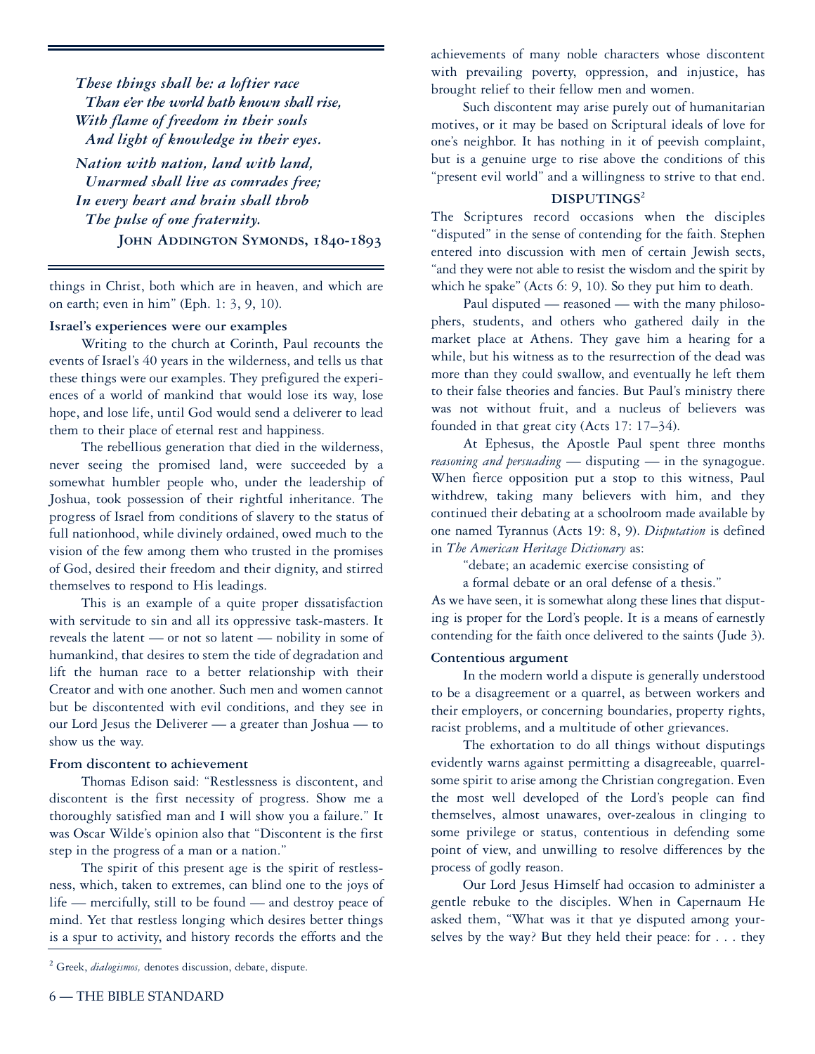*These things shall be: a loftier race*
*Than e'er the world hath known shall rise,*
*With flame of freedom in their souls*
*And light of knowledge in their eyes.*

*Nation with nation, land with land,*
*Unarmed shall live as comrades free;*
*In every heart and brain shall throb*
*The pulse of one fraternity.*

**John Addington Symonds, 1840-1893**

things in Christ, both which are in heaven, and which are on earth; even in him" (Eph. 1: 3, 9, 10).

**Israel's experiences were our examples**

Writing to the church at Corinth, Paul recounts the events of Israel's 40 years in the wilderness, and tells us that these things were our examples. They prefigured the experiences of a world of mankind that would lose its way, lose hope, and lose life, until God would send a deliverer to lead them to their place of eternal rest and happiness.

The rebellious generation that died in the wilderness, never seeing the promised land, were succeeded by a somewhat humbler people who, under the leadership of Joshua, took possession of their rightful inheritance. The progress of Israel from conditions of slavery to the status of full nationhood, while divinely ordained, owed much to the vision of the few among them who trusted in the promises of God, desired their freedom and their dignity, and stirred themselves to respond to His leadings.

This is an example of a quite proper dissatisfaction with servitude to sin and all its oppressive task-masters. It reveals the latent — or not so latent — nobility in some of humankind, that desires to stem the tide of degradation and lift the human race to a better relationship with their Creator and with one another. Such men and women cannot but be discontented with evil conditions, and they see in our Lord Jesus the Deliverer — a greater than Joshua — to show us the way.

**From discontent to achievement**

Thomas Edison said: "Restlessness is discontent, and discontent is the first necessity of progress. Show me a thoroughly satisfied man and I will show you a failure." It was Oscar Wilde's opinion also that "Discontent is the first step in the progress of a man or a nation."

The spirit of this present age is the spirit of restlessness, which, taken to extremes, can blind one to the joys of life — mercifully, still to be found — and destroy peace of mind. Yet that restless longing which desires better things is a spur to activity, and history records the efforts and the achievements of many noble characters whose discontent with prevailing poverty, oppression, and injustice, has brought relief to their fellow men and women.

Such discontent may arise purely out of humanitarian motives, or it may be based on Scriptural ideals of love for one's neighbor. It has nothing in it of peevish complaint, but is a genuine urge to rise above the conditions of this "present evil world" and a willingness to strive to that end.

### DISPUTINGS[2]

The Scriptures record occasions when the disciples "disputed" in the sense of contending for the faith. Stephen entered into discussion with men of certain Jewish sects, "and they were not able to resist the wisdom and the spirit by which he spake" (Acts 6: 9, 10). So they put him to death.

Paul disputed — reasoned — with the many philosophers, students, and others who gathered daily in the market place at Athens. They gave him a hearing for a while, but his witness as to the resurrection of the dead was more than they could swallow, and eventually he left them to their false theories and fancies. But Paul's ministry there was not without fruit, and a nucleus of believers was founded in that great city (Acts 17: 17–34).

At Ephesus, the Apostle Paul spent three months *reasoning and persuading* — disputing — in the synagogue. When fierce opposition put a stop to this witness, Paul withdrew, taking many believers with him, and they continued their debating at a schoolroom made available by one named Tyrannus (Acts 19: 8, 9). *Disputation* is defined in *The American Heritage Dictionary* as:

"debate; an academic exercise consisting of
a formal debate or an oral defense of a thesis."

As we have seen, it is somewhat along these lines that disputing is proper for the Lord's people. It is a means of earnestly contending for the faith once delivered to the saints (Jude 3).

**Contentious argument**

In the modern world a dispute is generally understood to be a disagreement or a quarrel, as between workers and their employers, or concerning boundaries, property rights, racist problems, and a multitude of other grievances.

The exhortation to do all things without disputings evidently warns against permitting a disagreeable, quarrelsome spirit to arise among the Christian congregation. Even the most well developed of the Lord's people can find themselves, almost unawares, over-zealous in clinging to some privilege or status, contentious in defending some point of view, and unwilling to resolve differences by the process of godly reason.

Our Lord Jesus Himself had occasion to administer a gentle rebuke to the disciples. When in Capernaum He asked them, "What was it that ye disputed among yourselves by the way? But they held their peace: for . . . they

---

[2] Greek, *dialogismos,* denotes discussion, debate, dispute.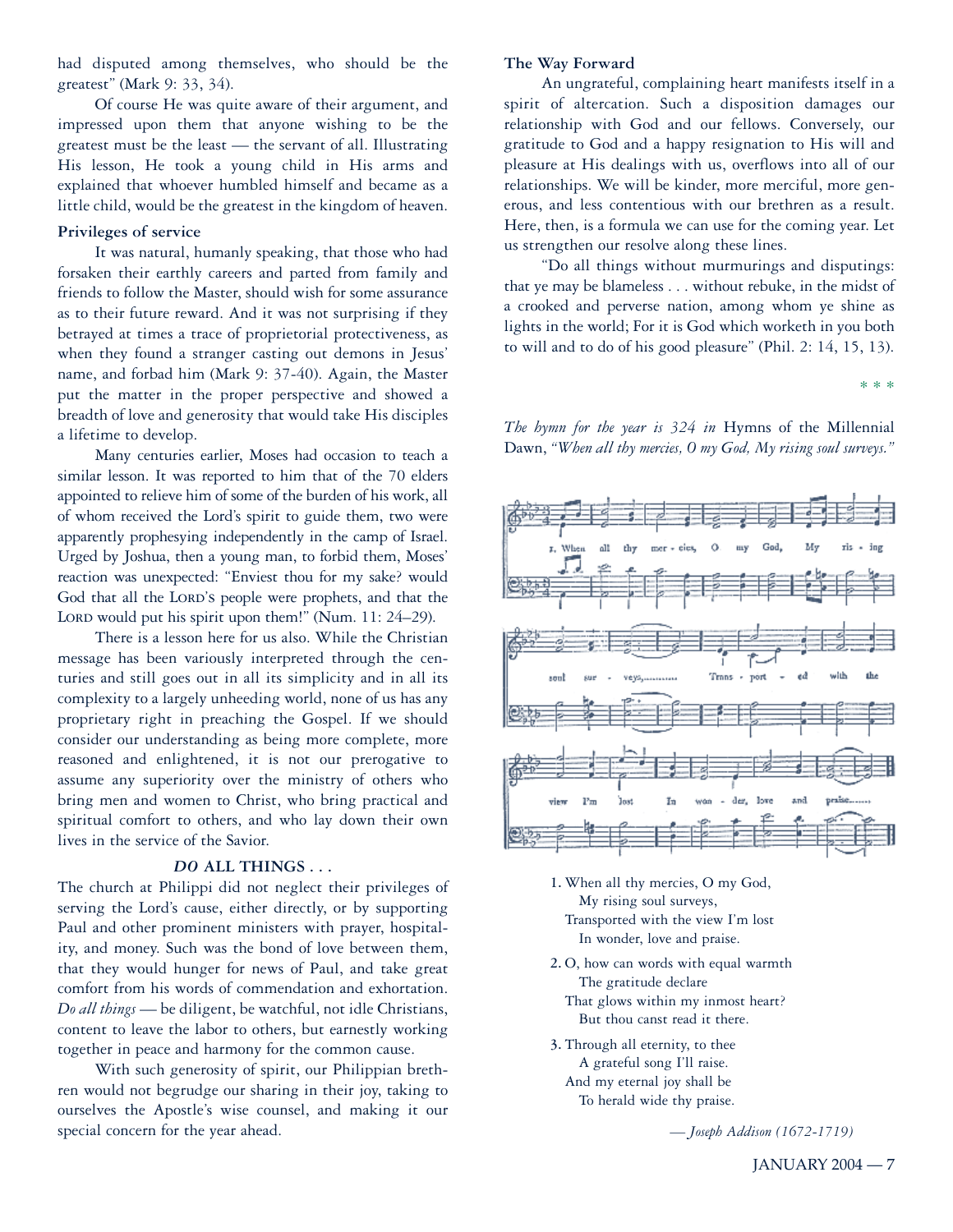had disputed among themselves, who should be the greatest" (Mark 9: 33, 34).

Of course He was quite aware of their argument, and impressed upon them that anyone wishing to be the greatest must be the least — the servant of all. Illustrating His lesson, He took a young child in His arms and explained that whoever humbled himself and became as a little child, would be the greatest in the kingdom of heaven.

**Privileges of service**

It was natural, humanly speaking, that those who had forsaken their earthly careers and parted from family and friends to follow the Master, should wish for some assurance as to their future reward. And it was not surprising if they betrayed at times a trace of proprietorial protectiveness, as when they found a stranger casting out demons in Jesus' name, and forbad him (Mark 9: 37-40). Again, the Master put the matter in the proper perspective and showed a breadth of love and generosity that would take His disciples a lifetime to develop.

Many centuries earlier, Moses had occasion to teach a similar lesson. It was reported to him that of the 70 elders appointed to relieve him of some of the burden of his work, all of whom received the Lord's spirit to guide them, two were apparently prophesying independently in the camp of Israel. Urged by Joshua, then a young man, to forbid them, Moses' reaction was unexpected: "Enviest thou for my sake? would God that all the LORD'S people were prophets, and that the LORD would put his spirit upon them!" (Num. 11: 24–29).

There is a lesson here for us also. While the Christian message has been variously interpreted through the centuries and still goes out in all its simplicity and in all its complexity to a largely unheeding world, none of us has any proprietary right in preaching the Gospel. If we should consider our understanding as being more complete, more reasoned and enlightened, it is not our prerogative to assume any superiority over the ministry of others who bring men and women to Christ, who bring practical and spiritual comfort to others, and who lay down their own lives in the service of the Savior.

***DO* ALL THINGS . . .**

The church at Philippi did not neglect their privileges of serving the Lord's cause, either directly, or by supporting Paul and other prominent ministers with prayer, hospitality, and money. Such was the bond of love between them, that they would hunger for news of Paul, and take great comfort from his words of commendation and exhortation. *Do all things* — be diligent, be watchful, not idle Christians, content to leave the labor to others, but earnestly working together in peace and harmony for the common cause.

With such generosity of spirit, our Philippian brethren would not begrudge our sharing in their joy, taking to ourselves the Apostle's wise counsel, and making it our special concern for the year ahead.

**The Way Forward**

An ungrateful, complaining heart manifests itself in a spirit of altercation. Such a disposition damages our relationship with God and our fellows. Conversely, our gratitude to God and a happy resignation to His will and pleasure at His dealings with us, overflows into all of our relationships. We will be kinder, more merciful, more generous, and less contentious with our brethren as a result. Here, then, is a formula we can use for the coming year. Let us strengthen our resolve along these lines.

"Do all things without murmurings and disputings: that ye may be blameless . . . without rebuke, in the midst of a crooked and perverse nation, among whom ye shine as lights in the world; For it is God which worketh in you both to will and to do of his good pleasure" (Phil. 2: 14, 15, 13).

\* \* \*

*The hymn for the year is 324 in* Hymns of the Millennial Dawn, *"When all thy mercies, O my God, My rising soul surveys."*

1. When all thy mercies, O my God,
   My rising soul surveys,
   Transported with the view I'm lost
   In wonder, love and praise.

2. O, how can words with equal warmth
   The gratitude declare
   That glows within my inmost heart?
   But thou canst read it there.

3. Through all eternity, to thee
   A grateful song I'll raise.
   And my eternal joy shall be
   To herald wide thy praise.

*— Joseph Addison (1672-1719)*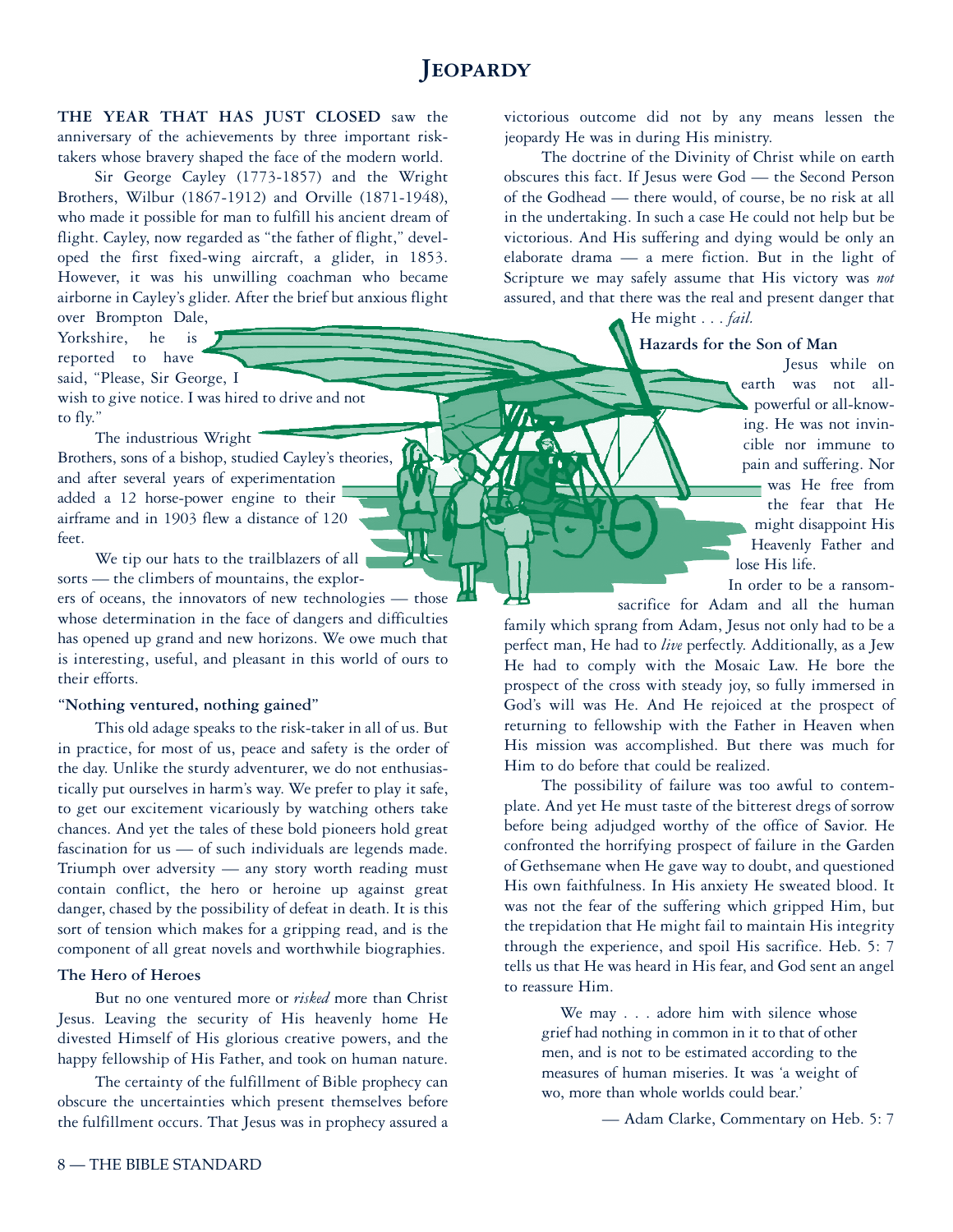# Jeopardy

**THE YEAR THAT HAS JUST CLOSED** saw the anniversary of the achievements by three important risk-takers whose bravery shaped the face of the modern world.

Sir George Cayley (1773-1857) and the Wright Brothers, Wilbur (1867-1912) and Orville (1871-1948), who made it possible for man to fulfill his ancient dream of flight. Cayley, now regarded as "the father of flight," developed the first fixed-wing aircraft, a glider, in 1853. However, it was his unwilling coachman who became airborne in Cayley's glider. After the brief but anxious flight over Brompton Dale, Yorkshire, he is reported to have said, "Please, Sir George, I wish to give notice. I was hired to drive and not to fly."

The industrious Wright Brothers, sons of a bishop, studied Cayley's theories, and after several years of experimentation added a 12 horse-power engine to their airframe and in 1903 flew a distance of 120 feet.

We tip our hats to the trailblazers of all sorts — the climbers of mountains, the explorers of oceans, the innovators of new technologies — those whose determination in the face of dangers and difficulties has opened up grand and new horizons. We owe much that is interesting, useful, and pleasant in this world of ours to their efforts.

### "Nothing ventured, nothing gained"

This old adage speaks to the risk-taker in all of us. But in practice, for most of us, peace and safety is the order of the day. Unlike the sturdy adventurer, we do not enthusiastically put ourselves in harm's way. We prefer to play it safe, to get our excitement vicariously by watching others take chances. And yet the tales of these bold pioneers hold great fascination for us — of such individuals are legends made. Triumph over adversity — any story worth reading must contain conflict, the hero or heroine up against great danger, chased by the possibility of defeat in death. It is this sort of tension which makes for a gripping read, and is the component of all great novels and worthwhile biographies.

### The Hero of Heroes

But no one ventured more or *risked* more than Christ Jesus. Leaving the security of His heavenly home He divested Himself of His glorious creative powers, and the happy fellowship of His Father, and took on human nature.

The certainty of the fulfillment of Bible prophecy can obscure the uncertainties which present themselves before the fulfillment occurs. That Jesus was in prophecy assured a victorious outcome did not by any means lessen the jeopardy He was in during His ministry.

The doctrine of the Divinity of Christ while on earth obscures this fact. If Jesus were God — the Second Person of the Godhead — there would, of course, be no risk at all in the undertaking. In such a case He could not help but be victorious. And His suffering and dying would be only an elaborate drama — a mere fiction. But in the light of Scripture we may safely assume that His victory was *not* assured, and that there was the real and present danger that He might . . . *fail.*

### Hazards for the Son of Man

Jesus while on earth was not all-powerful or all-knowing. He was not invincible nor immune to pain and suffering. Nor was He free from the fear that He might disappoint His Heavenly Father and lose His life.

In order to be a ransom-sacrifice for Adam and all the human family which sprang from Adam, Jesus not only had to be a perfect man, He had to *live* perfectly. Additionally, as a Jew He had to comply with the Mosaic Law. He bore the prospect of the cross with steady joy, so fully immersed in God's will was He. And He rejoiced at the prospect of returning to fellowship with the Father in Heaven when His mission was accomplished. But there was much for Him to do before that could be realized.

The possibility of failure was too awful to contemplate. And yet He must taste of the bitterest dregs of sorrow before being adjudged worthy of the office of Savior. He confronted the horrifying prospect of failure in the Garden of Gethsemane when He gave way to doubt, and questioned His own faithfulness. In His anxiety He sweated blood. It was not the fear of the suffering which gripped Him, but the trepidation that He might fail to maintain His integrity through the experience, and spoil His sacrifice. Heb. 5: 7 tells us that He was heard in His fear, and God sent an angel to reassure Him.

> We may . . . adore him with silence whose grief had nothing in common in it to that of other men, and is not to be estimated according to the measures of human miseries. It was 'a weight of wo, more than whole worlds could bear.'
>
> — Adam Clarke, Commentary on Heb. 5: 7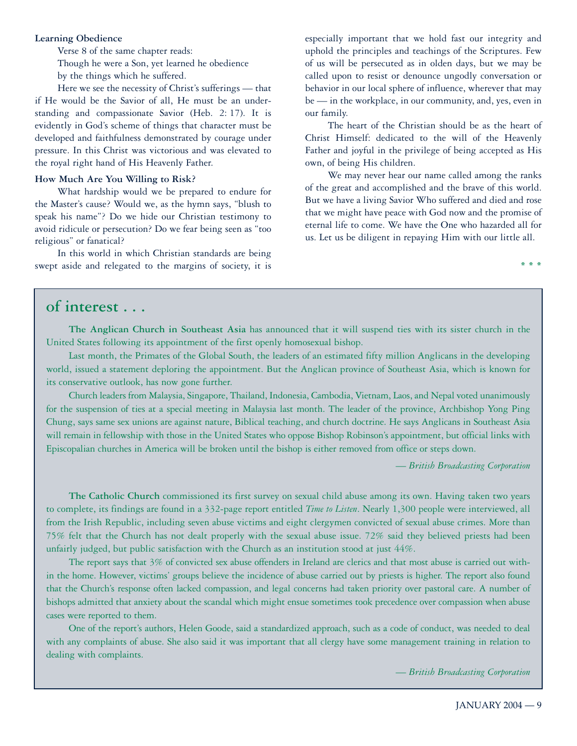**Learning Obedience**

Verse 8 of the same chapter reads:

Though he were a Son, yet learned he obedience by the things which he suffered.

Here we see the necessity of Christ's sufferings — that if He would be the Savior of all, He must be an understanding and compassionate Savior (Heb. 2: 17). It is evidently in God's scheme of things that character must be developed and faithfulness demonstrated by courage under pressure. In this Christ was victorious and was elevated to the royal right hand of His Heavenly Father.

**How Much Are You Willing to Risk?**

What hardship would we be prepared to endure for the Master's cause? Would we, as the hymn says, "blush to speak his name"? Do we hide our Christian testimony to avoid ridicule or persecution? Do we fear being seen as "too religious" or fanatical?

In this world in which Christian standards are being swept aside and relegated to the margins of society, it is especially important that we hold fast our integrity and uphold the principles and teachings of the Scriptures. Few of us will be persecuted as in olden days, but we may be called upon to resist or denounce ungodly conversation or behavior in our local sphere of influence, wherever that may be — in the workplace, in our community, and, yes, even in our family.

The heart of the Christian should be as the heart of Christ Himself: dedicated to the will of the Heavenly Father and joyful in the privilege of being accepted as His own, of being His children.

We may never hear our name called among the ranks of the great and accomplished and the brave of this world. But we have a living Savior Who suffered and died and rose that we might have peace with God now and the promise of eternal life to come. We have the One who hazarded all for us. Let us be diligent in repaying Him with our little all.

\* \* \*

## of interest . . .

**The Anglican Church in Southeast Asia** has announced that it will suspend ties with its sister church in the United States following its appointment of the first openly homosexual bishop.

Last month, the Primates of the Global South, the leaders of an estimated fifty million Anglicans in the developing world, issued a statement deploring the appointment. But the Anglican province of Southeast Asia, which is known for its conservative outlook, has now gone further.

Church leaders from Malaysia, Singapore, Thailand, Indonesia, Cambodia, Vietnam, Laos, and Nepal voted unanimously for the suspension of ties at a special meeting in Malaysia last month. The leader of the province, Archbishop Yong Ping Chung, says same sex unions are against nature, Biblical teaching, and church doctrine. He says Anglicans in Southeast Asia will remain in fellowship with those in the United States who oppose Bishop Robinson's appointment, but official links with Episcopalian churches in America will be broken until the bishop is either removed from office or steps down.

*— British Broadcasting Corporation*

**The Catholic Church** commissioned its first survey on sexual child abuse among its own. Having taken two years to complete, its findings are found in a 332-page report entitled *Time to Listen*. Nearly 1,300 people were interviewed, all from the Irish Republic, including seven abuse victims and eight clergymen convicted of sexual abuse crimes. More than 75% felt that the Church has not dealt properly with the sexual abuse issue. 72% said they believed priests had been unfairly judged, but public satisfaction with the Church as an institution stood at just 44%.

The report says that 3% of convicted sex abuse offenders in Ireland are clerics and that most abuse is carried out within the home. However, victims' groups believe the incidence of abuse carried out by priests is higher. The report also found that the Church's response often lacked compassion, and legal concerns had taken priority over pastoral care. A number of bishops admitted that anxiety about the scandal which might ensue sometimes took precedence over compassion when abuse cases were reported to them.

One of the report's authors, Helen Goode, said a standardized approach, such as a code of conduct, was needed to deal with any complaints of abuse. She also said it was important that all clergy have some management training in relation to dealing with complaints.

*— British Broadcasting Corporation*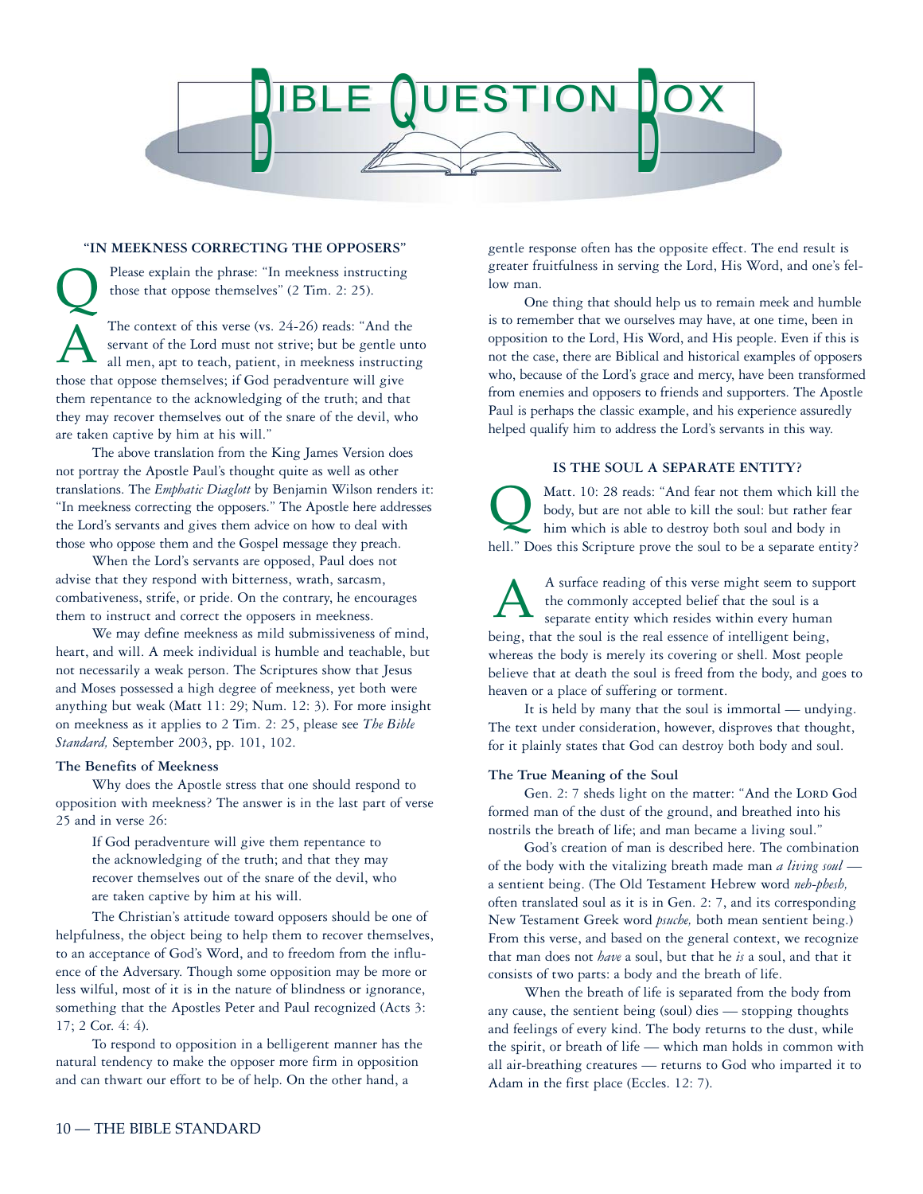# BIBLE QUESTION BOX

## "IN MEEKNESS CORRECTING THE OPPOSERS"

**Q** Please explain the phrase: "In meekness instructing those that oppose themselves" (2 Tim. 2: 25).

**A** The context of this verse (vs. 24-26) reads: "And the servant of the Lord must not strive; but be gentle unto all men, apt to teach, patient, in meekness instructing those that oppose themselves; if God peradventure will give them repentance to the acknowledging of the truth; and that they may recover themselves out of the snare of the devil, who are taken captive by him at his will."

The above translation from the King James Version does not portray the Apostle Paul's thought quite as well as other translations. The *Emphatic Diaglott* by Benjamin Wilson renders it: "In meekness correcting the opposers." The Apostle here addresses the Lord's servants and gives them advice on how to deal with those who oppose them and the Gospel message they preach.

When the Lord's servants are opposed, Paul does not advise that they respond with bitterness, wrath, sarcasm, combativeness, strife, or pride. On the contrary, he encourages them to instruct and correct the opposers in meekness.

We may define meekness as mild submissiveness of mind, heart, and will. A meek individual is humble and teachable, but not necessarily a weak person. The Scriptures show that Jesus and Moses possessed a high degree of meekness, yet both were anything but weak (Matt 11: 29; Num. 12: 3). For more insight on meekness as it applies to 2 Tim. 2: 25, please see *The Bible Standard,* September 2003, pp. 101, 102.

### The Benefits of Meekness

Why does the Apostle stress that one should respond to opposition with meekness? The answer is in the last part of verse 25 and in verse 26:

> If God peradventure will give them repentance to the acknowledging of the truth; and that they may recover themselves out of the snare of the devil, who are taken captive by him at his will.

The Christian's attitude toward opposers should be one of helpfulness, the object being to help them to recover themselves, to an acceptance of God's Word, and to freedom from the influence of the Adversary. Though some opposition may be more or less wilful, most of it is in the nature of blindness or ignorance, something that the Apostles Peter and Paul recognized (Acts 3: 17; 2 Cor. 4: 4).

To respond to opposition in a belligerent manner has the natural tendency to make the opposer more firm in opposition and can thwart our effort to be of help. On the other hand, a gentle response often has the opposite effect. The end result is greater fruitfulness in serving the Lord, His Word, and one's fellow man.

One thing that should help us to remain meek and humble is to remember that we ourselves may have, at one time, been in opposition to the Lord, His Word, and His people. Even if this is not the case, there are Biblical and historical examples of opposers who, because of the Lord's grace and mercy, have been transformed from enemies and opposers to friends and supporters. The Apostle Paul is perhaps the classic example, and his experience assuredly helped qualify him to address the Lord's servants in this way.

## IS THE SOUL A SEPARATE ENTITY?

**Q** Matt. 10: 28 reads: "And fear not them which kill the body, but are not able to kill the soul: but rather fear him which is able to destroy both soul and body in hell." Does this Scripture prove the soul to be a separate entity?

**A** A surface reading of this verse might seem to support the commonly accepted belief that the soul is a separate entity which resides within every human being, that the soul is the real essence of intelligent being, whereas the body is merely its covering or shell. Most people believe that at death the soul is freed from the body, and goes to heaven or a place of suffering or torment.

It is held by many that the soul is immortal — undying. The text under consideration, however, disproves that thought, for it plainly states that God can destroy both body and soul.

### The True Meaning of the Soul

Gen. 2: 7 sheds light on the matter: "And the LORD God formed man of the dust of the ground, and breathed into his nostrils the breath of life; and man became a living soul."

God's creation of man is described here. The combination of the body with the vitalizing breath made man *a living soul* — a sentient being. (The Old Testament Hebrew word *neh-phesh,* often translated soul as it is in Gen. 2: 7, and its corresponding New Testament Greek word *psuche,* both mean sentient being.) From this verse, and based on the general context, we recognize that man does not *have* a soul, but that he *is* a soul, and that it consists of two parts: a body and the breath of life.

When the breath of life is separated from the body from any cause, the sentient being (soul) dies — stopping thoughts and feelings of every kind. The body returns to the dust, while the spirit, or breath of life — which man holds in common with all air-breathing creatures — returns to God who imparted it to Adam in the first place (Eccles. 12: 7).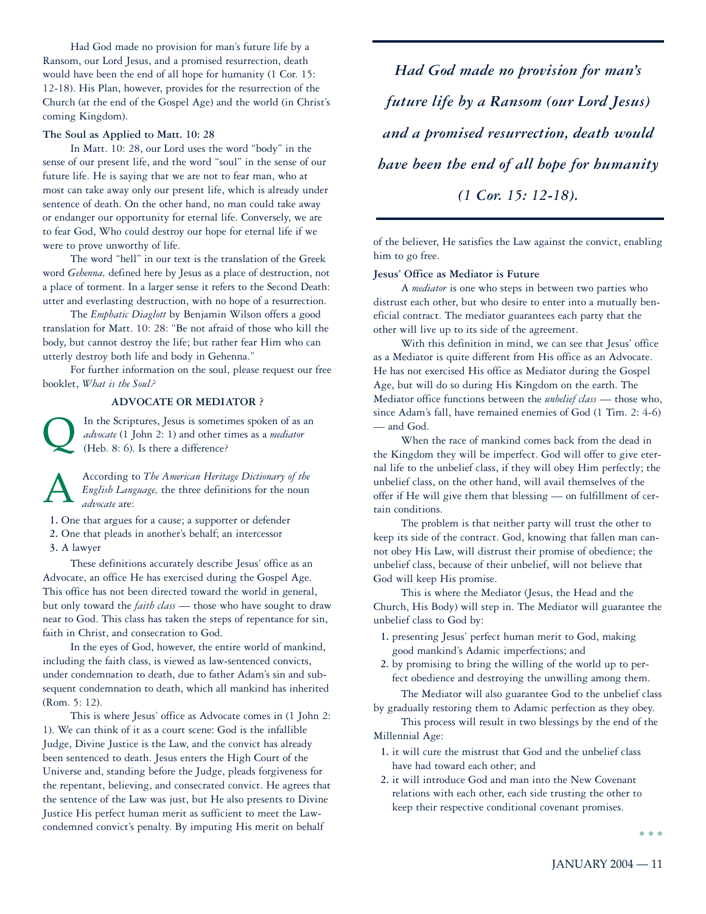Had God made no provision for man's future life by a Ransom, our Lord Jesus, and a promised resurrection, death would have been the end of all hope for humanity (1 Cor. 15: 12-18). His Plan, however, provides for the resurrection of the Church (at the end of the Gospel Age) and the world (in Christ's coming Kingdom).

**The Soul as Applied to Matt. 10: 28**

In Matt. 10: 28, our Lord uses the word "body" in the sense of our present life, and the word "soul" in the sense of our future life. He is saying that we are not to fear man, who at most can take away only our present life, which is already under sentence of death. On the other hand, no man could take away or endanger our opportunity for eternal life. Conversely, we are to fear God, Who could destroy our hope for eternal life if we were to prove unworthy of life.

The word "hell" in our text is the translation of the Greek word *Gehenna,* defined here by Jesus as a place of destruction, not a place of torment. In a larger sense it refers to the Second Death: utter and everlasting destruction, with no hope of a resurrection.

The *Emphatic Diaglott* by Benjamin Wilson offers a good translation for Matt. 10: 28: "Be not afraid of those who kill the body, but cannot destroy the life; but rather fear Him who can utterly destroy both life and body in Gehenna."

For further information on the soul, please request our free booklet, *What is the Soul?*

## ADVOCATE OR MEDIATOR ?

**Q** In the Scriptures, Jesus is sometimes spoken of as an *advocate* (1 John 2: 1) and other times as a *mediator* (Heb. 8: 6). Is there a difference?

**A** According to *The American Heritage Dictionary of the English Language,* the three definitions for the noun *advocate* are:

1. One that argues for a cause; a supporter or defender
2. One that pleads in another's behalf; an intercessor
3. A lawyer

These definitions accurately describe Jesus' office as an Advocate, an office He has exercised during the Gospel Age. This office has not been directed toward the world in general, but only toward the *faith class* — those who have sought to draw near to God. This class has taken the steps of repentance for sin, faith in Christ, and consecration to God.

In the eyes of God, however, the entire world of mankind, including the faith class, is viewed as law-sentenced convicts, under condemnation to death, due to father Adam's sin and subsequent condemnation to death, which all mankind has inherited (Rom. 5: 12).

This is where Jesus' office as Advocate comes in (1 John 2: 1). We can think of it as a court scene: God is the infallible Judge, Divine Justice is the Law, and the convict has already been sentenced to death. Jesus enters the High Court of the Universe and, standing before the Judge, pleads forgiveness for the repentant, believing, and consecrated convict. He agrees that the sentence of the Law was just, but He also presents to Divine Justice His perfect human merit as sufficient to meet the Law-condemned convict's penalty. By imputing His merit on behalf of the believer, He satisfies the Law against the convict, enabling him to go free.

> ***Had God made no provision for man's future life by a Ransom (our Lord Jesus) and a promised resurrection, death would have been the end of all hope for humanity (1 Cor. 15: 12-18).***

**Jesus' Office as Mediator is Future**

A *mediator* is one who steps in between two parties who distrust each other, but who desire to enter into a mutually beneficial contract. The mediator guarantees each party that the other will live up to its side of the agreement.

With this definition in mind, we can see that Jesus' office as a Mediator is quite different from His office as an Advocate. He has not exercised His office as Mediator during the Gospel Age, but will do so during His Kingdom on the earth. The Mediator office functions between the *unbelief class* — those who, since Adam's fall, have remained enemies of God (1 Tim. 2: 4-6) — and God.

When the race of mankind comes back from the dead in the Kingdom they will be imperfect. God will offer to give eternal life to the unbelief class, if they will obey Him perfectly; the unbelief class, on the other hand, will avail themselves of the offer if He will give them that blessing — on fulfillment of certain conditions.

The problem is that neither party will trust the other to keep its side of the contract. God, knowing that fallen man cannot obey His Law, will distrust their promise of obedience; the unbelief class, because of their unbelief, will not believe that God will keep His promise.

This is where the Mediator (Jesus, the Head and the Church, His Body) will step in. The Mediator will guarantee the unbelief class to God by:

1. presenting Jesus' perfect human merit to God, making good mankind's Adamic imperfections; and
2. by promising to bring the willing of the world up to perfect obedience and destroying the unwilling among them.

The Mediator will also guarantee God to the unbelief class by gradually restoring them to Adamic perfection as they obey.

This process will result in two blessings by the end of the Millennial Age:

1. it will cure the mistrust that God and the unbelief class have had toward each other; and
2. it will introduce God and man into the New Covenant relations with each other, each side trusting the other to keep their respective conditional covenant promises.

\* \* \*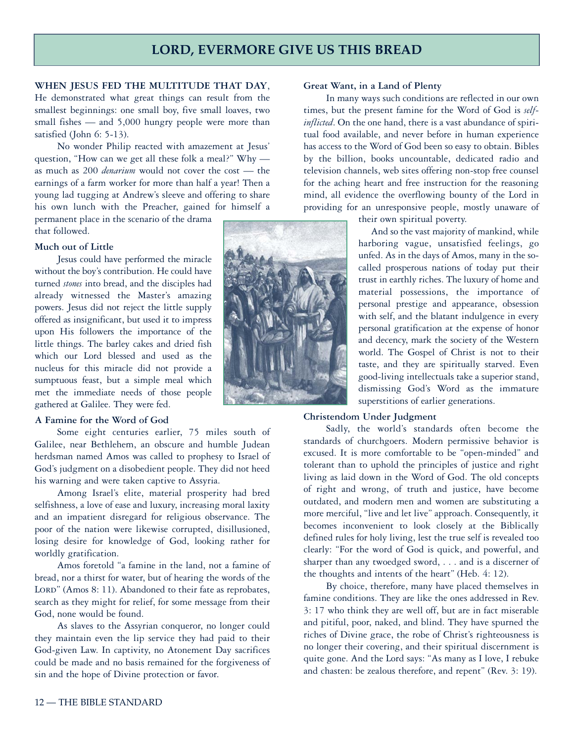# LORD, EVERMORE GIVE US THIS BREAD

**WHEN JESUS FED THE MULTITUDE THAT DAY**, He demonstrated what great things can result from the smallest beginnings: one small boy, five small loaves, two small fishes — and 5,000 hungry people were more than satisfied (John 6: 5-13).

No wonder Philip reacted with amazement at Jesus' question, "How can we get all these folk a meal?" Why — as much as 200 *denarium* would not cover the cost — the earnings of a farm worker for more than half a year! Then a young lad tugging at Andrew's sleeve and offering to share his own lunch with the Preacher, gained for himself a permanent place in the scenario of the drama that followed.

### Much out of Little

Jesus could have performed the miracle without the boy's contribution. He could have turned *stones* into bread, and the disciples had already witnessed the Master's amazing powers. Jesus did not reject the little supply offered as insignificant, but used it to impress upon His followers the importance of the little things. The barley cakes and dried fish which our Lord blessed and used as the nucleus for this miracle did not provide a sumptuous feast, but a simple meal which met the immediate needs of those people gathered at Galilee. They were fed.

### A Famine for the Word of God

Some eight centuries earlier, 75 miles south of Galilee, near Bethlehem, an obscure and humble Judean herdsman named Amos was called to prophesy to Israel of God's judgment on a disobedient people. They did not heed his warning and were taken captive to Assyria.

Among Israel's elite, material prosperity had bred selfishness, a love of ease and luxury, increasing moral laxity and an impatient disregard for religious observance. The poor of the nation were likewise corrupted, disillusioned, losing desire for knowledge of God, looking rather for worldly gratification.

Amos foretold "a famine in the land, not a famine of bread, nor a thirst for water, but of hearing the words of the LORD" (Amos 8: 11). Abandoned to their fate as reprobates, search as they might for relief, for some message from their God, none would be found.

As slaves to the Assyrian conqueror, no longer could they maintain even the lip service they had paid to their God-given Law. In captivity, no Atonement Day sacrifices could be made and no basis remained for the forgiveness of sin and the hope of Divine protection or favor.

### Great Want, in a Land of Plenty

In many ways such conditions are reflected in our own times, but the present famine for the Word of God is *self-inflicted*. On the one hand, there is a vast abundance of spiritual food available, and never before in human experience has access to the Word of God been so easy to obtain. Bibles by the billion, books uncountable, dedicated radio and television channels, web sites offering non-stop free counsel for the aching heart and free instruction for the reasoning mind, all evidence the overflowing bounty of the Lord in providing for an unresponsive people, mostly unaware of their own spiritual poverty.

And so the vast majority of mankind, while harboring vague, unsatisfied feelings, go unfed. As in the days of Amos, many in the so-called prosperous nations of today put their trust in earthly riches. The luxury of home and material possessions, the importance of personal prestige and appearance, obsession with self, and the blatant indulgence in every personal gratification at the expense of honor and decency, mark the society of the Western world. The Gospel of Christ is not to their taste, and they are spiritually starved. Even good-living intellectuals take a superior stand, dismissing God's Word as the immature superstitions of earlier generations.

### Christendom Under Judgment

Sadly, the world's standards often become the standards of churchgoers. Modern permissive behavior is excused. It is more comfortable to be "open-minded" and tolerant than to uphold the principles of justice and right living as laid down in the Word of God. The old concepts of right and wrong, of truth and justice, have become outdated, and modern men and women are substituting a more merciful, "live and let live" approach. Consequently, it becomes inconvenient to look closely at the Biblically defined rules for holy living, lest the true self is revealed too clearly: "For the word of God is quick, and powerful, and sharper than any twoedged sword, . . . and is a discerner of the thoughts and intents of the heart" (Heb. 4: 12).

By choice, therefore, many have placed themselves in famine conditions. They are like the ones addressed in Rev. 3: 17 who think they are well off, but are in fact miserable and pitiful, poor, naked, and blind. They have spurned the riches of Divine grace, the robe of Christ's righteousness is no longer their covering, and their spiritual discernment is quite gone. And the Lord says: "As many as I love, I rebuke and chasten: be zealous therefore, and repent" (Rev. 3: 19).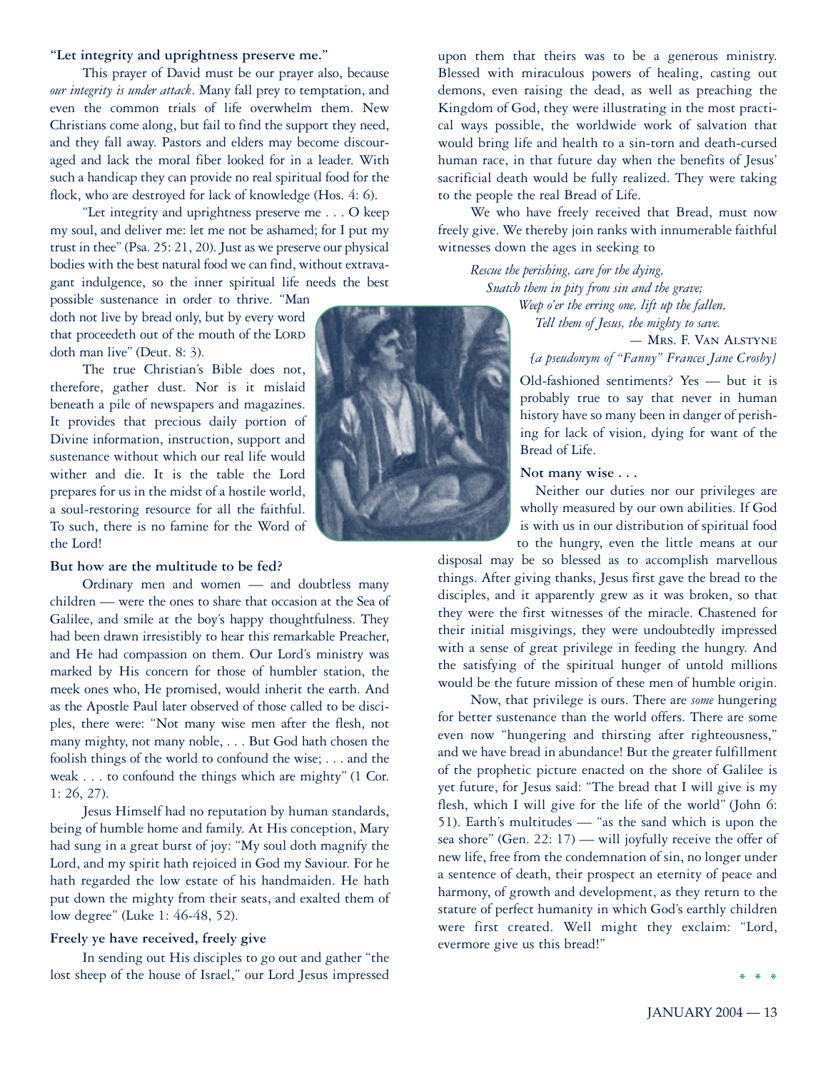**"Let integrity and uprightness preserve me."**

This prayer of David must be our prayer also, because *our integrity is under attack*. Many fall prey to temptation, and even the common trials of life overwhelm them. New Christians come along, but fail to find the support they need, and they fall away. Pastors and elders may become discouraged and lack the moral fiber looked for in a leader. With such a handicap they can provide no real spiritual food for the flock, who are destroyed for lack of knowledge (Hos. 4: 6).

"Let integrity and uprightness preserve me . . . O keep my soul, and deliver me: let me not be ashamed; for I put my trust in thee" (Psa. 25: 21, 20). Just as we preserve our physical bodies with the best natural food we can find, without extravagant indulgence, so the inner spiritual life needs the best possible sustenance in order to thrive. "Man doth not live by bread only, but by every word that proceedeth out of the mouth of the LORD doth man live" (Deut. 8: 3).

The true Christian's Bible does not, therefore, gather dust. Nor is it mislaid beneath a pile of newspapers and magazines. It provides that precious daily portion of Divine information, instruction, support and sustenance without which our real life would wither and die. It is the table the Lord prepares for us in the midst of a hostile world, a soul-restoring resource for all the faithful. To such, there is no famine for the Word of the Lord!

**But how are the multitude to be fed?**

Ordinary men and women — and doubtless many children — were the ones to share that occasion at the Sea of Galilee, and smile at the boy's happy thoughtfulness. They had been drawn irresistibly to hear this remarkable Preacher, and He had compassion on them. Our Lord's ministry was marked by His concern for those of humbler station, the meek ones who, He promised, would inherit the earth. And as the Apostle Paul later observed of those called to be disciples, there were: "Not many wise men after the flesh, not many mighty, not many noble, . . . But God hath chosen the foolish things of the world to confound the wise; . . . and the weak . . . to confound the things which are mighty" (1 Cor. 1: 26, 27).

Jesus Himself had no reputation by human standards, being of humble home and family. At His conception, Mary had sung in a great burst of joy: "My soul doth magnify the Lord, and my spirit hath rejoiced in God my Saviour. For he hath regarded the low estate of his handmaiden. He hath put down the mighty from their seats, and exalted them of low degree" (Luke 1: 46-48, 52).

**Freely ye have received, freely give**

In sending out His disciples to go out and gather "the lost sheep of the house of Israel," our Lord Jesus impressed upon them that theirs was to be a generous ministry. Blessed with miraculous powers of healing, casting out demons, even raising the dead, as well as preaching the Kingdom of God, they were illustrating in the most practical ways possible, the worldwide work of salvation that would bring life and health to a sin-torn and death-cursed human race, in that future day when the benefits of Jesus' sacrificial death would be fully realized. They were taking to the people the real Bread of Life.

We who have freely received that Bread, must now freely give. We thereby join ranks with innumerable faithful witnesses down the ages in seeking to

*Rescue the perishing, care for the dying,*
*Snatch them in pity from sin and the grave;*
*Weep o'er the erring one, lift up the fallen,*
*Tell them of Jesus, the mighty to save.*

— MRS. F. VAN ALSTYNE
*{a pseudonym of "Fanny" Frances Jane Crosby}*

Old-fashioned sentiments? Yes — but it is probably true to say that never in human history have so many been in danger of perishing for lack of vision, dying for want of the Bread of Life.

**Not many wise . . .**

Neither our duties nor our privileges are wholly measured by our own abilities. If God is with us in our distribution of spiritual food to the hungry, even the little means at our disposal may be so blessed as to accomplish marvellous things. After giving thanks, Jesus first gave the bread to the disciples, and it apparently grew as it was broken, so that they were the first witnesses of the miracle. Chastened for their initial misgivings, they were undoubtedly impressed with a sense of great privilege in feeding the hungry. And the satisfying of the spiritual hunger of untold millions would be the future mission of these men of humble origin.

Now, that privilege is ours. There are *some* hungering for better sustenance than the world offers. There are some even now "hungering and thirsting after righteousness," and we have bread in abundance! But the greater fulfillment of the prophetic picture enacted on the shore of Galilee is yet future, for Jesus said: "The bread that I will give is my flesh, which I will give for the life of the world" (John 6: 51). Earth's multitudes — "as the sand which is upon the sea shore" (Gen. 22: 17) — will joyfully receive the offer of new life, free from the condemnation of sin, no longer under a sentence of death, their prospect an eternity of peace and harmony, of growth and development, as they return to the stature of perfect humanity in which God's earthly children were first created. Well might they exclaim: "Lord, evermore give us this bread!"

\* \* \*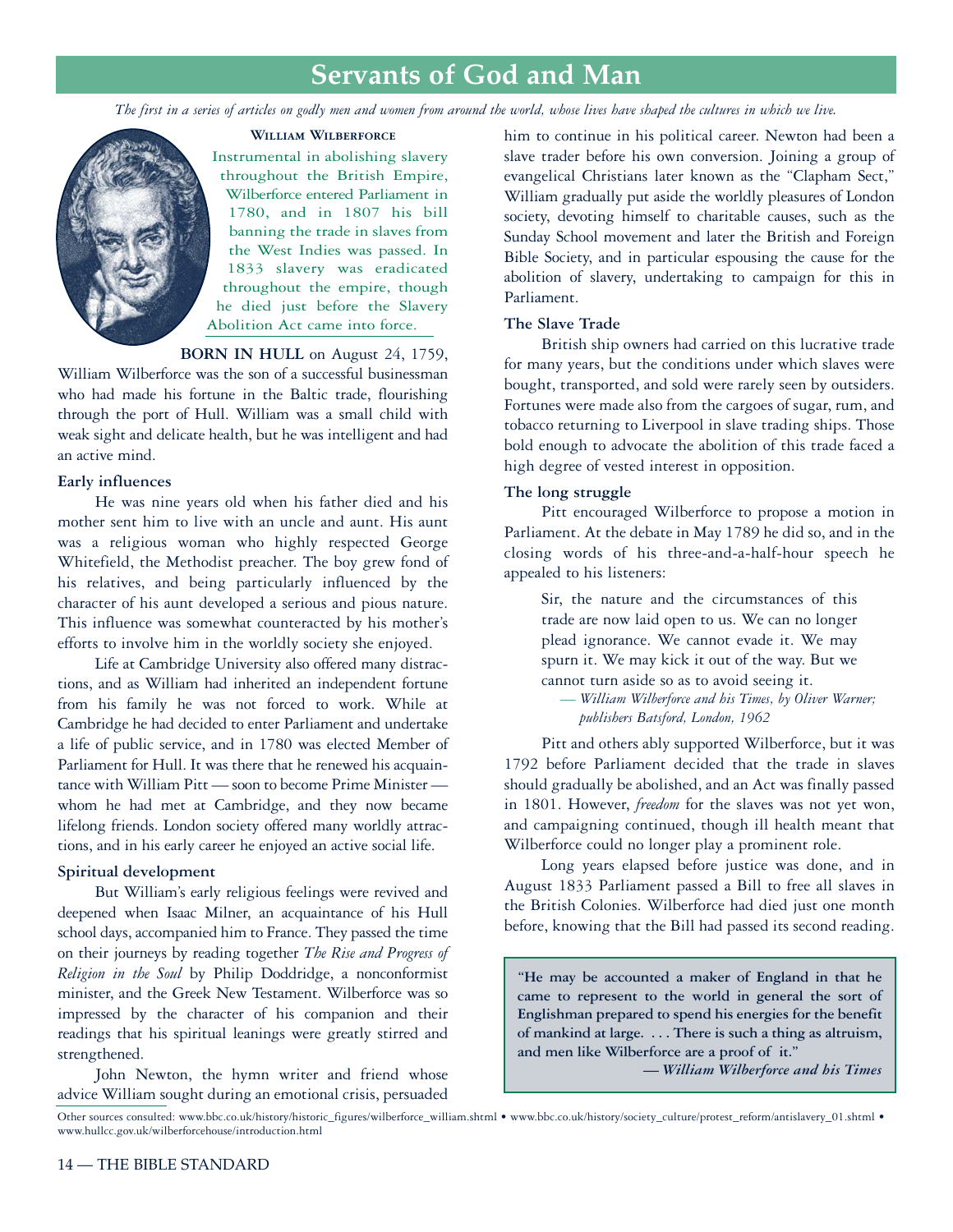# Servants of God and Man

*The first in a series of articles on godly men and women from around the world, whose lives have shaped the cultures in which we live.*

### William Wilberforce

Instrumental in abolishing slavery throughout the British Empire, Wilberforce entered Parliament in 1780, and in 1807 his bill banning the trade in slaves from the West Indies was passed. In 1833 slavery was eradicated throughout the empire, though he died just before the Slavery Abolition Act came into force.

**BORN IN HULL** on August 24, 1759, William Wilberforce was the son of a successful businessman who had made his fortune in the Baltic trade, flourishing through the port of Hull. William was a small child with weak sight and delicate health, but he was intelligent and had an active mind.

#### Early influences

He was nine years old when his father died and his mother sent him to live with an uncle and aunt. His aunt was a religious woman who highly respected George Whitefield, the Methodist preacher. The boy grew fond of his relatives, and being particularly influenced by the character of his aunt developed a serious and pious nature. This influence was somewhat counteracted by his mother's efforts to involve him in the worldly society she enjoyed.

Life at Cambridge University also offered many distractions, and as William had inherited an independent fortune from his family he was not forced to work. While at Cambridge he had decided to enter Parliament and undertake a life of public service, and in 1780 was elected Member of Parliament for Hull. It was there that he renewed his acquaintance with William Pitt — soon to become Prime Minister — whom he had met at Cambridge, and they now became lifelong friends. London society offered many worldly attractions, and in his early career he enjoyed an active social life.

#### Spiritual development

But William's early religious feelings were revived and deepened when Isaac Milner, an acquaintance of his Hull school days, accompanied him to France. They passed the time on their journeys by reading together *The Rise and Progress of Religion in the Soul* by Philip Doddridge, a nonconformist minister, and the Greek New Testament. Wilberforce was so impressed by the character of his companion and their readings that his spiritual leanings were greatly stirred and strengthened.

John Newton, the hymn writer and friend whose advice William sought during an emotional crisis, persuaded him to continue in his political career. Newton had been a slave trader before his own conversion. Joining a group of evangelical Christians later known as the "Clapham Sect," William gradually put aside the worldly pleasures of London society, devoting himself to charitable causes, such as the Sunday School movement and later the British and Foreign Bible Society, and in particular espousing the cause for the abolition of slavery, undertaking to campaign for this in Parliament.

#### The Slave Trade

British ship owners had carried on this lucrative trade for many years, but the conditions under which slaves were bought, transported, and sold were rarely seen by outsiders. Fortunes were made also from the cargoes of sugar, rum, and tobacco returning to Liverpool in slave trading ships. Those bold enough to advocate the abolition of this trade faced a high degree of vested interest in opposition.

#### The long struggle

Pitt encouraged Wilberforce to propose a motion in Parliament. At the debate in May 1789 he did so, and in the closing words of his three-and-a-half-hour speech he appealed to his listeners:

> Sir, the nature and the circumstances of this trade are now laid open to us. We can no longer plead ignorance. We cannot evade it. We may spurn it. We may kick it out of the way. But we cannot turn aside so as to avoid seeing it.
>
> — *William Wilberforce and his Times, by Oliver Warner; publishers Batsford, London, 1962*

Pitt and others ably supported Wilberforce, but it was 1792 before Parliament decided that the trade in slaves should gradually be abolished, and an Act was finally passed in 1801. However, *freedom* for the slaves was not yet won, and campaigning continued, though ill health meant that Wilberforce could no longer play a prominent role.

Long years elapsed before justice was done, and in August 1833 Parliament passed a Bill to free all slaves in the British Colonies. Wilberforce had died just one month before, knowing that the Bill had passed its second reading.

> **"He may be accounted a maker of England in that he came to represent to the world in general the sort of Englishman prepared to spend his energies for the benefit of mankind at large. . . . There is such a thing as altruism, and men like Wilberforce are a proof of it."**
>
> ***— William Wilberforce and his Times***

Other sources consulted: www.bbc.co.uk/history/historic_figures/wilberforce_william.shtml • www.bbc.co.uk/history/society_culture/protest_reform/antislavery_01.shtml • www.hullcc.gov.uk/wilberforcehouse/introduction.html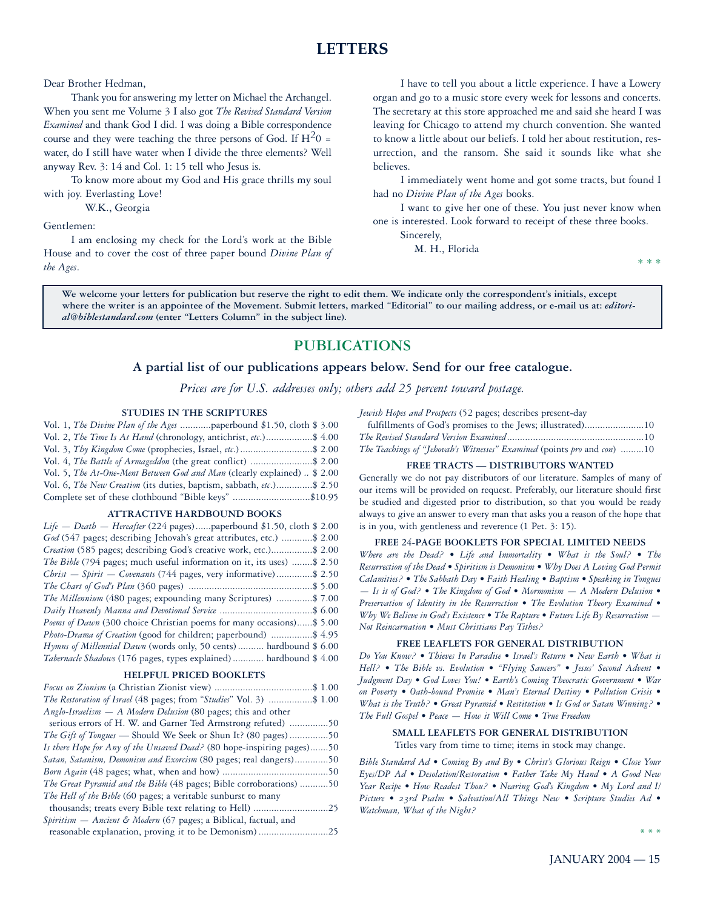# LETTERS

Dear Brother Hedman,

Thank you for answering my letter on Michael the Archangel. When you sent me Volume 3 I also got *The Revised Standard Version Examined* and thank God I did. I was doing a Bible correspondence course and they were teaching the three persons of God. If $H^2 0$ = water, do I still have water when I divide the three elements? Well anyway Rev. 3: 14 and Col. 1: 15 tell who Jesus is.

To know more about my God and His grace thrills my soul with joy. Everlasting Love!

W.K., Georgia

Gentlemen:

I am enclosing my check for the Lord's work at the Bible House and to cover the cost of three paper bound *Divine Plan of the Ages*.

I have to tell you about a little experience. I have a Lowery organ and go to a music store every week for lessons and concerts. The secretary at this store approached me and said she heard I was leaving for Chicago to attend my church convention. She wanted to know a little about our beliefs. I told her about restitution, resurrection, and the ransom. She said it sounds like what she believes.

I immediately went home and got some tracts, but found I had no *Divine Plan of the Ages* books.

I want to give her one of these. You just never know when one is interested. Look forward to receipt of these three books.

Sincerely,

M. H., Florida

\* \* \*

**We welcome your letters for publication but reserve the right to edit them. We indicate only the correspondent's initials, except where the writer is an appointee of the Movement. Submit letters, marked "Editorial" to our mailing address, or e-mail us at: *editorial@biblestandard.com* (enter "Letters Column" in the subject line).**

# PUBLICATIONS

**A partial list of our publications appears below. Send for our free catalogue.**

*Prices are for U.S. addresses only; others add 25 percent toward postage.*

### STUDIES IN THE SCRIPTURES

Vol. 1, *The Divine Plan of the Ages* ............paperbound $1.50, cloth $ 3.00
Vol. 2, *The Time Is At Hand* (chronology, antichrist, *etc.*)..................$ 4.00
Vol. 3, *Thy Kingdom Come* (prophecies, Israel, *etc.*)............................$ 2.00
Vol. 4, *The Battle of Armageddon* (the great conflict) ........................$ 2.00
Vol. 5, *The At-One-Ment Between God and Man* (clearly explained) .. $ 2.00
Vol. 6, *The New Creation* (its duties, baptism, sabbath, *etc.*)..............$ 2.50
Complete set of these clothbound "Bible keys" ..............................$10.95

### ATTRACTIVE HARDBOUND BOOKS

*Life — Death — Hereafter* (224 pages)......paperbound $1.50, cloth $ 2.00
*God* (547 pages; describing Jehovah's great attributes, etc.) ............$ 2.00
*Creation* (585 pages; describing God's creative work, etc.)................$ 2.00
*The Bible* (794 pages; much useful information on it, its uses) ........$ 2.50
*Christ — Spirit — Covenants* (744 pages, very informative)..............$ 2.50
*The Chart of God's Plan* (360 pages) ................................................$ 5.00
*The Millennium* (480 pages; expounding many Scriptures) ..............$ 7.00
*Daily Heavenly Manna and Devotional Service* ....................................$ 6.00
*Poems of Dawn* (300 choice Christian poems for many occasions)......$ 5.00
*Photo-Drama of Creation* (good for children; paperbound) ................$ 4.95
*Hymns of Millennial Dawn* (words only, 50 cents).......... hardbound $ 6.00
*Tabernacle Shadows* (176 pages, types explained)............ hardbound $ 4.00

### HELPFUL PRICED BOOKLETS

*Focus on Zionism* (a Christian Zionist view) ......................................$ 1.00
*The Restoration of Israel* (48 pages; from "*Studies*" Vol. 3) .................$ 1.00
*Anglo-Israelism — A Modern Delusion* (80 pages; this and other serious errors of H. W. and Garner Ted Armstrong refuted) ...............50
*The Gift of Tongues* — Should We Seek or Shun It? (80 pages)...............50
*Is there Hope for Any of the Unsaved Dead?* (80 hope-inspiring pages).......50
*Satan, Satanism, Demonism and Exorcism* (80 pages; real dangers).............50
*Born Again* (48 pages; what, when and how) .........................................50
*The Great Pyramid and the Bible* (48 pages; Bible corroborations) ...........50
*The Hell of the Bible* (60 pages; a veritable sunburst to many thousands; treats every Bible text relating to Hell) .............................25
*Spiritism — Ancient & Modern* (67 pages; a Biblical, factual, and reasonable explanation, proving it to be Demonism)...........................25
*Jewish Hopes and Prospects* (52 pages; describes present-day fulfillments of God's promises to the Jews; illustrated).......................10
*The Revised Standard Version Examined*.....................................................10
*The Teachings of "Jehovah's Witnesses" Examined* (points *pro* and *con*) .........10

### FREE TRACTS — DISTRIBUTORS WANTED

Generally we do not pay distributors of our literature. Samples of many of our items will be provided on request. Preferably, our literature should first be studied and digested prior to distribution, so that you would be ready always to give an answer to every man that asks you a reason of the hope that is in you, with gentleness and reverence (1 Pet. 3: 15).

### FREE 24-PAGE BOOKLETS FOR SPECIAL LIMITED NEEDS

*Where are the Dead? • Life and Immortality • What is the Soul? • The Resurrection of the Dead • Spiritism is Demonism • Why Does A Loving God Permit Calamities? • The Sabbath Day • Faith Healing • Baptism • Speaking in Tongues — Is it of God? • The Kingdom of God • Mormonism — A Modern Delusion • Preservation of Identity in the Resurrection • The Evolution Theory Examined • Why We Believe in God's Existence • The Rapture • Future Life By Resurrection — Not Reincarnation • Must Christians Pay Tithes?*

### FREE LEAFLETS FOR GENERAL DISTRIBUTION

*Do You Know? • Thieves In Paradise • Israel's Return • New Earth • What is Hell? • The Bible vs. Evolution • "Flying Saucers" • Jesus' Second Advent • Judgment Day • God Loves You! • Earth's Coming Theocratic Government • War on Poverty • Oath-bound Promise • Man's Eternal Destiny • Pollution Crisis • What is the Truth? • Great Pyramid • Restitution • Is God or Satan Winning? • The Full Gospel • Peace — How it Will Come • True Freedom*

### SMALL LEAFLETS FOR GENERAL DISTRIBUTION

Titles vary from time to time; items in stock may change.

*Bible Standard Ad • Coming By and By • Christ's Glorious Reign • Close Your Eyes/DP Ad • Desolation/Restoration • Father Take My Hand • A Good New Year Recipe • How Readest Thou? • Nearing God's Kingdom • My Lord and I/ Picture • 23rd Psalm • Salvation/All Things New • Scripture Studies Ad • Watchman, What of the Night?*

\* \* \*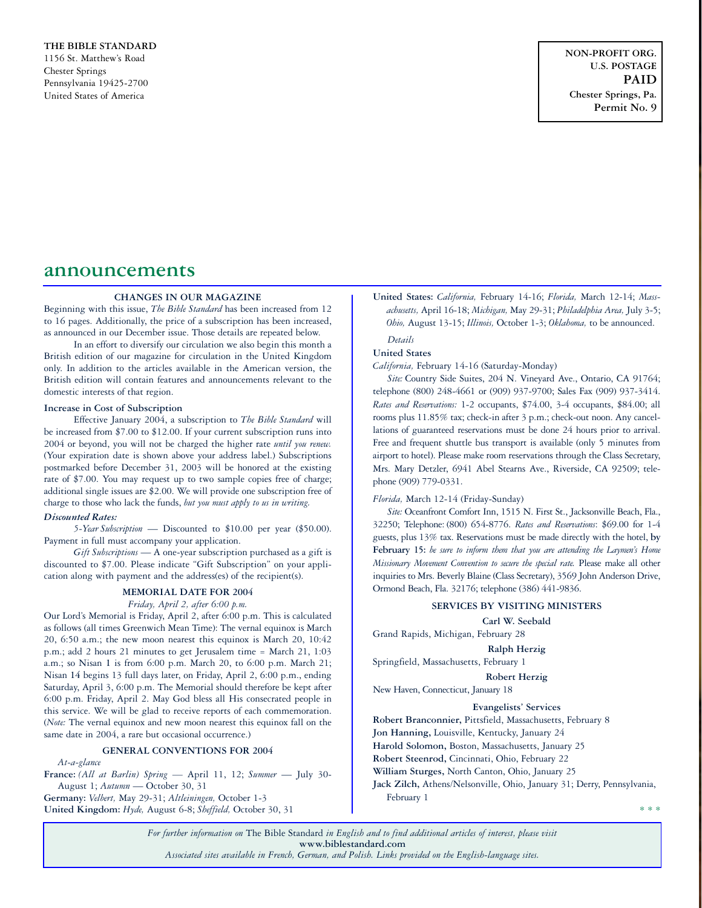**THE BIBLE STANDARD**
1156 St. Matthew's Road
Chester Springs
Pennsylvania 19425-2700
United States of America

**NON-PROFIT ORG.**
**U.S. POSTAGE**
**PAID**
**Chester Springs, Pa.**
**Permit No. 9**

# announcements

### CHANGES IN OUR MAGAZINE

Beginning with this issue, *The Bible Standard* has been increased from 12 to 16 pages. Additionally, the price of a subscription has been increased, as announced in our December issue. Those details are repeated below.

In an effort to diversify our circulation we also begin this month a British edition of our magazine for circulation in the United Kingdom only. In addition to the articles available in the American version, the British edition will contain features and announcements relevant to the domestic interests of that region.

**Increase in Cost of Subscription**

Effective January 2004, a subscription to *The Bible Standard* will be increased from $7.00 to $12.00. If your current subscription runs into 2004 or beyond, you will not be charged the higher rate *until you renew.* (Your expiration date is shown above your address label.) Subscriptions postmarked before December 31, 2003 will be honored at the existing rate of $7.00. You may request up to two sample copies free of charge; additional single issues are $2.00. We will provide one subscription free of charge to those who lack the funds, *but you must apply to us in writing.*

***Discounted Rates:***

*5-Year Subscription* — Discounted to $10.00 per year ($50.00). Payment in full must accompany your application.

*Gift Subscriptions* — A one-year subscription purchased as a gift is discounted to $7.00. Please indicate "Gift Subscription" on your application along with payment and the address(es) of the recipient(s).

### MEMORIAL DATE FOR 2004

*Friday, April 2, after 6:00 p.m.*

Our Lord's Memorial is Friday, April 2, after 6:00 p.m. This is calculated as follows (all times Greenwich Mean Time): The vernal equinox is March 20, 6:50 a.m.; the new moon nearest this equinox is March 20, 10:42 p.m.; add 2 hours 21 minutes to get Jerusalem time = March 21, 1:03 a.m.; so Nisan 1 is from 6:00 p.m. March 20, to 6:00 p.m. March 21; Nisan 14 begins 13 full days later, on Friday, April 2, 6:00 p.m., ending Saturday, April 3, 6:00 p.m. The Memorial should therefore be kept after 6:00 p.m. Friday, April 2. May God bless all His consecrated people in this service. We will be glad to receive reports of each commemoration. (*Note:* The vernal equinox and new moon nearest this equinox fall on the same date in 2004, a rare but occasional occurrence.)

### GENERAL CONVENTIONS FOR 2004

*At-a-glance*

**France:** *(All at Barlin) Spring* — April 11, 12; *Summer* — July 30-August 1; *Autumn* — October 30, 31

**Germany:** *Velbert,* May 29-31; *Altleiningen,* October 1-3

**United Kingdom:** *Hyde,* August 6-8; *Sheffield,* October 30, 31

**United States:** *California,* February 14-16; *Florida,* March 12-14; *Massachusetts,* April 16-18; *Michigan,* May 29-31; *Philadelphia Area,* July 3-5; *Ohio,* August 13-15; *Illinois,* October 1-3; *Oklahoma,* to be announced.

*Details*

**United States**

*California,* February 14-16 (Saturday-Monday)

*Site:* Country Side Suites, 204 N. Vineyard Ave., Ontario, CA 91764; telephone (800) 248-4661 or (909) 937-9700; Sales Fax (909) 937-3414. *Rates and Reservations:* 1-2 occupants, $74.00, 3-4 occupants, $84.00; all rooms plus 11.85% tax; check-in after 3 p.m.; check-out noon. Any cancellations of guaranteed reservations must be done 24 hours prior to arrival. Free and frequent shuttle bus transport is available (only 5 minutes from airport to hotel). Please make room reservations through the Class Secretary, Mrs. Mary Detzler, 6941 Abel Stearns Ave., Riverside, CA 92509; telephone (909) 779-0331.

*Florida,* March 12-14 (Friday-Sunday)

*Site:* Oceanfront Comfort Inn, 1515 N. First St., Jacksonville Beach, Fla., 32250; Telephone: (800) 654-8776. *Rates and Reservations*: $69.00 for 1-4 guests, plus 13% tax. Reservations must be made directly with the hotel, **by February 15:** *be sure to inform them that you are attending the Laymen's Home Missionary Movement Convention to secure the special rate.* Please make all other inquiries to Mrs. Beverly Blaine (Class Secretary), 3569 John Anderson Drive, Ormond Beach, Fla. 32176; telephone (386) 441-9836.

### SERVICES BY VISITING MINISTERS

**Carl W. Seebald**

Grand Rapids, Michigan, February 28

**Ralph Herzig**

Springfield, Massachusetts, February 1

**Robert Herzig**

New Haven, Connecticut, January 18

**Evangelists' Services**

**Robert Branconnier,** Pittsfield, Massachusetts, February 8
**Jon Hanning,** Louisville, Kentucky, January 24
**Harold Solomon,** Boston, Massachusetts, January 25
**Robert Steenrod,** Cincinnati, Ohio, February 22
**William Sturges,** North Canton, Ohio, January 25
**Jack Zilch,** Athens/Nelsonville, Ohio, January 31; Derry, Pennsylvania, February 1

\* \* \*

*For further information on* The Bible Standard *in English and to find additional articles of interest, please visit*
**www.biblestandard.com**
*Associated sites available in French, German, and Polish. Links provided on the English-language sites.*